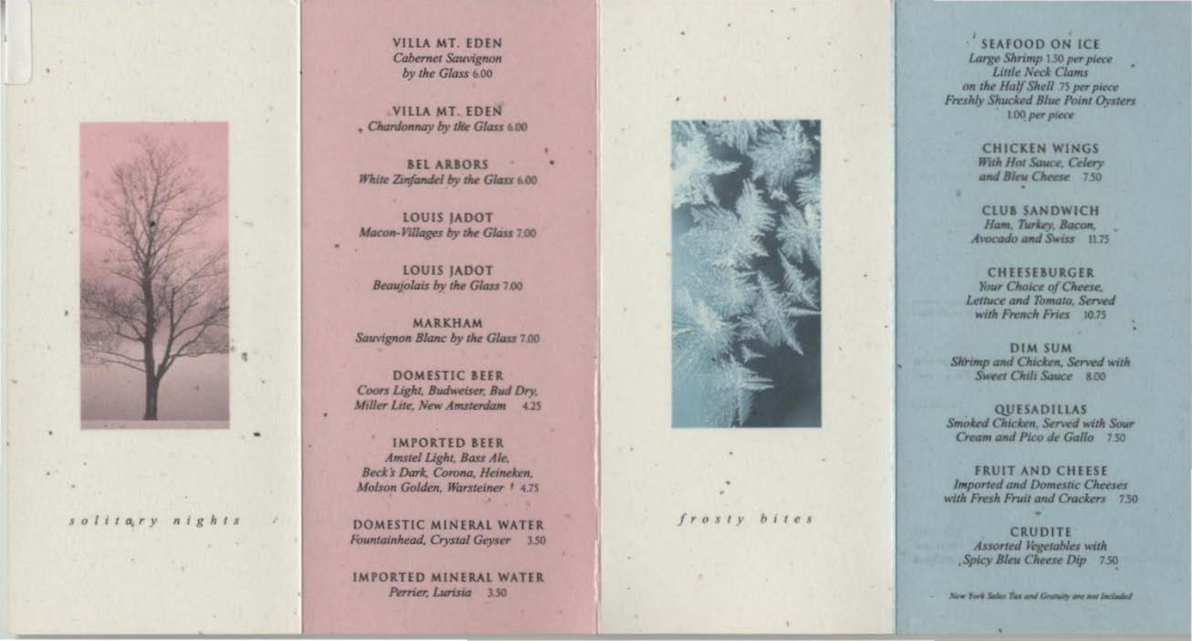*solitary nights*

## VILLA MT. EDEN
*Cabernet Sauvignon by the Glass* 6.00

## VILLA MT. EDEN
*Chardonnay by the Glass* 6.00

## BEL ARBORS
*White Zinfandel by the Glass* 6.00

## LOUIS JADOT
*Macon-Villages by the Glass* 7.00

## LOUIS JADOT
*Beaujolais by the Glass* 7.00

## MARKHAM
*Sauvignon Blanc by the Glass* 7.00

## DOMESTIC BEER
*Coors Light, Budweiser, Bud Dry, Miller Lite, New Amsterdam* 4.25

## IMPORTED BEER
*Amstel Light, Bass Ale, Beck's Dark, Corona, Heineken, Molson Golden, Warsteiner* 4.75

## DOMESTIC MINERAL WATER
*Fountainhead, Crystal Geyser* 3.50

## IMPORTED MINERAL WATER
*Perrier, Lurisia* 3.50

*frosty bites*

## SEAFOOD ON ICE
*Large Shrimp* 1.50 *per piece*
*Little Neck Clams on the Half Shell* .75 *per piece*
*Freshly Shucked Blue Point Oysters* 1.00 *per piece*

## CHICKEN WINGS
*With Hot Sauce, Celery and Bleu Cheese* 7.50

## CLUB SANDWICH
*Ham, Turkey, Bacon, Avocado and Swiss* 11.75

## CHEESEBURGER
*Your Choice of Cheese, Lettuce and Tomato, Served with French Fries* 10.75

## DIM SUM
*Shrimp and Chicken, Served with Sweet Chili Sauce* 8.00

## QUESADILLAS
*Smoked Chicken, Served with Sour Cream and Pico de Gallo* 7.50

## FRUIT AND CHEESE
*Imported and Domestic Cheeses with Fresh Fruit and Crackers* 7.50

## CRUDITE
*Assorted Vegetables with Spicy Bleu Cheese Dip* 7.50

*New York Sales Tax and Gratuity are not Included*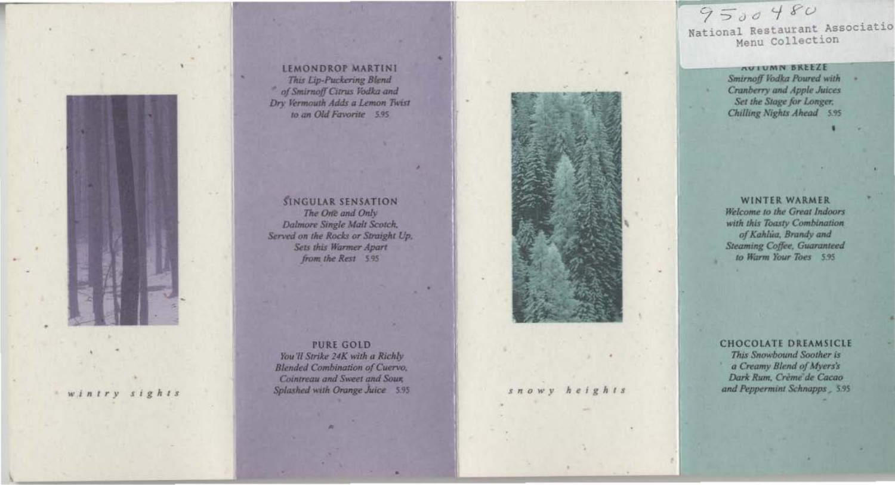*wintry sights*

**LEMONDROP MARTINI**
*This Lip-Puckering Blend of Smirnoff Citrus Vodka and Dry Vermouth Adds a Lemon Twist to an Old Favorite* 5.95

**SINGULAR SENSATION**
*The One and Only Dalmore Single Malt Scotch, Served on the Rocks or Straight Up, Sets this Warmer Apart from the Rest* 5.95

**PURE GOLD**
*You'll Strike 24K with a Richly Blended Combination of Cuervo, Cointreau and Sweet and Sour, Splashed with Orange Juice* 5.95

*snowy heights*

9500480
National Restaurant Associatio
Menu Collection

**AUTUMN BREEZE**
*Smirnoff Vodka Poured with Cranberry and Apple Juices Set the Stage for Longer, Chilling Nights Ahead* 5.95

**WINTER WARMER**
*Welcome to the Great Indoors with this Toasty Combination of Kahlúa, Brandy and Steaming Coffee, Guaranteed to Warm Your Toes* 5.95

**CHOCOLATE DREAMSICLE**
*This Snowbound Soother is a Creamy Blend of Myers's Dark Rum, Crème de Cacao and Peppermint Schnapps* 5.95